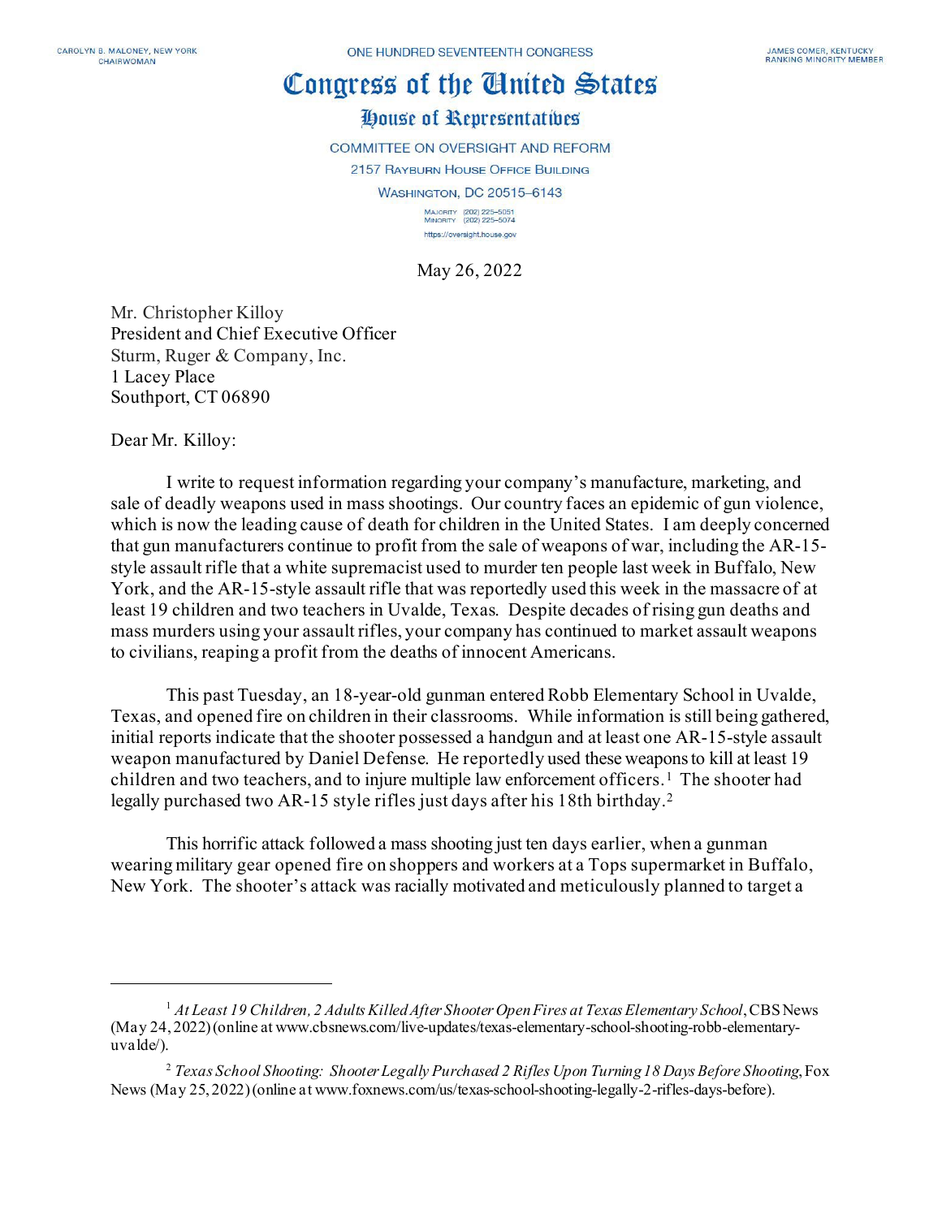CAROLYN B. MALONEY, NEW YORK
CHAIRWOMAN

ONE HUNDRED SEVENTEENTH CONGRESS

JAMES COMER, KENTUCKY
RANKING MINORITY MEMBER

# Congress of the United States

## House of Representatives

COMMITTEE ON OVERSIGHT AND REFORM
2157 RAYBURN HOUSE OFFICE BUILDING
WASHINGTON, DC 20515–6143

MAJORITY (202) 225–5051
MINORITY (202) 225–5074
https://oversight.house.gov

May 26, 2022

Mr. Christopher Killoy
President and Chief Executive Officer
Sturm, Ruger & Company, Inc.
1 Lacey Place
Southport, CT 06890

Dear Mr. Killoy:

I write to request information regarding your company's manufacture, marketing, and sale of deadly weapons used in mass shootings. Our country faces an epidemic of gun violence, which is now the leading cause of death for children in the United States. I am deeply concerned that gun manufacturers continue to profit from the sale of weapons of war, including the AR-15-style assault rifle that a white supremacist used to murder ten people last week in Buffalo, New York, and the AR-15-style assault rifle that was reportedly used this week in the massacre of at least 19 children and two teachers in Uvalde, Texas. Despite decades of rising gun deaths and mass murders using your assault rifles, your company has continued to market assault weapons to civilians, reaping a profit from the deaths of innocent Americans.

This past Tuesday, an 18-year-old gunman entered Robb Elementary School in Uvalde, Texas, and opened fire on children in their classrooms. While information is still being gathered, initial reports indicate that the shooter possessed a handgun and at least one AR-15-style assault weapon manufactured by Daniel Defense. He reportedly used these weapons to kill at least 19 children and two teachers, and to injure multiple law enforcement officers.[1] The shooter had legally purchased two AR-15 style rifles just days after his 18th birthday.[2]

This horrific attack followed a mass shooting just ten days earlier, when a gunman wearing military gear opened fire on shoppers and workers at a Tops supermarket in Buffalo, New York. The shooter's attack was racially motivated and meticulously planned to target a

---

[1] *At Least 19 Children, 2 Adults Killed After Shooter Open Fires at Texas Elementary School*, CBS News (May 24, 2022) (online at www.cbsnews.com/live-updates/texas-elementary-school-shooting-robb-elementary-uvalde/).

[2] *Texas School Shooting: Shooter Legally Purchased 2 Rifles Upon Turning 18 Days Before Shooting*, Fox News (May 25, 2022) (online at www.foxnews.com/us/texas-school-shooting-legally-2-rifles-days-before).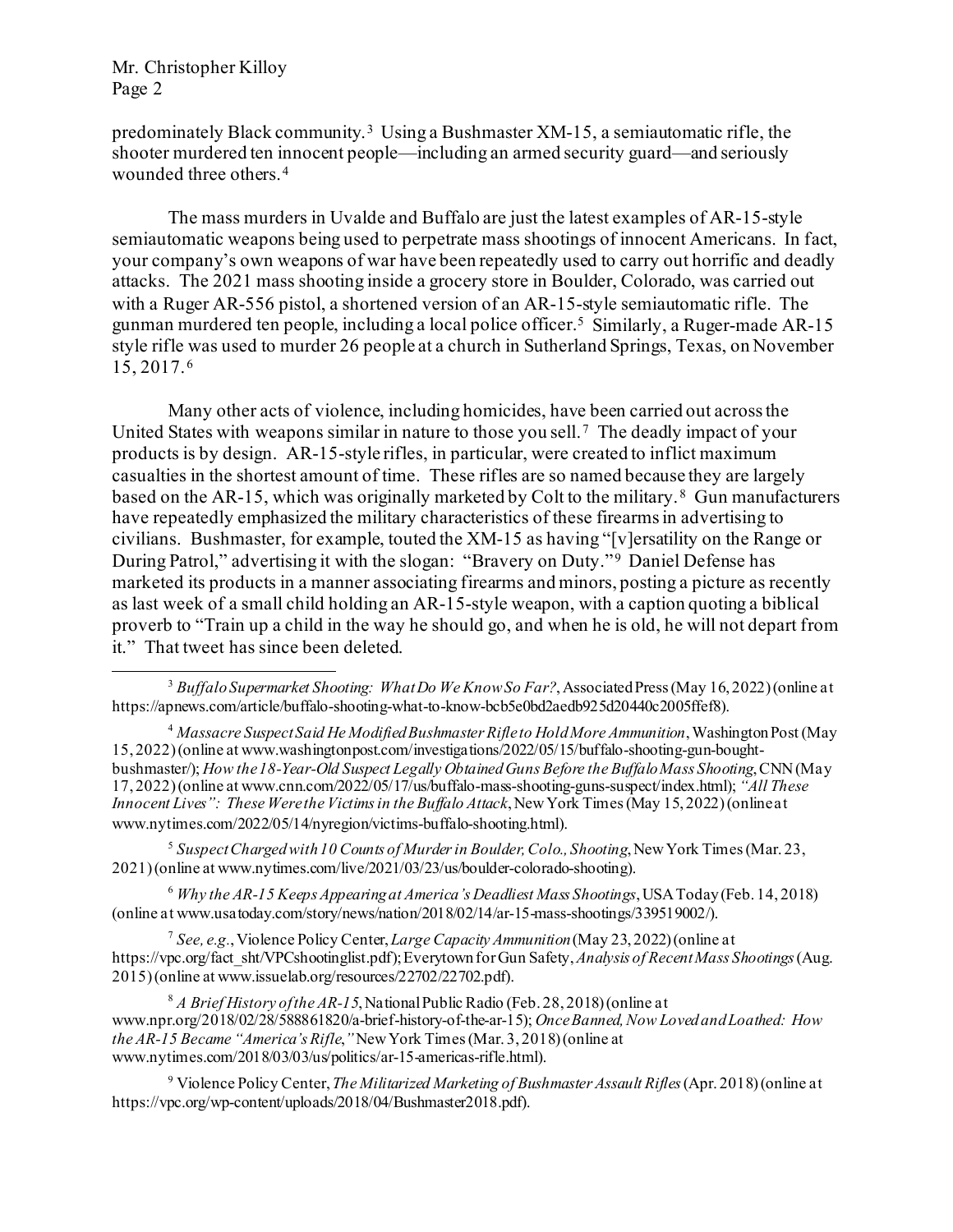predominately Black community.[3] Using a Bushmaster XM-15, a semiautomatic rifle, the shooter murdered ten innocent people—including an armed security guard—and seriously wounded three others.[4]

The mass murders in Uvalde and Buffalo are just the latest examples of AR-15-style semiautomatic weapons being used to perpetrate mass shootings of innocent Americans. In fact, your company's own weapons of war have been repeatedly used to carry out horrific and deadly attacks. The 2021 mass shooting inside a grocery store in Boulder, Colorado, was carried out with a Ruger AR-556 pistol, a shortened version of an AR-15-style semiautomatic rifle. The gunman murdered ten people, including a local police officer.[5] Similarly, a Ruger-made AR-15 style rifle was used to murder 26 people at a church in Sutherland Springs, Texas, on November 15, 2017.[6]

Many other acts of violence, including homicides, have been carried out across the United States with weapons similar in nature to those you sell.[7] The deadly impact of your products is by design. AR-15-style rifles, in particular, were created to inflict maximum casualties in the shortest amount of time. These rifles are so named because they are largely based on the AR-15, which was originally marketed by Colt to the military.[8] Gun manufacturers have repeatedly emphasized the military characteristics of these firearms in advertising to civilians. Bushmaster, for example, touted the XM-15 as having "[v]ersatility on the Range or During Patrol," advertising it with the slogan: "Bravery on Duty."[9] Daniel Defense has marketed its products in a manner associating firearms and minors, posting a picture as recently as last week of a small child holding an AR-15-style weapon, with a caption quoting a biblical proverb to "Train up a child in the way he should go, and when he is old, he will not depart from it." That tweet has since been deleted.

---

[3] *Buffalo Supermarket Shooting: What Do We Know So Far?*, Associated Press (May 16, 2022) (online at https://apnews.com/article/buffalo-shooting-what-to-know-bcb5e0bd2aedb925d20440c2005ffef8).

[4] *Massacre Suspect Said He Modified Bushmaster Rifle to Hold More Ammunition*, Washington Post (May 15, 2022) (online at www.washingtonpost.com/investigations/2022/05/15/buffalo-shooting-gun-bought-bushmaster/); *How the 18-Year-Old Suspect Legally Obtained Guns Before the Buffalo Mass Shooting*, CNN (May 17, 2022) (online at www.cnn.com/2022/05/17/us/buffalo-mass-shooting-guns-suspect/index.html); *"All These Innocent Lives": These Were the Victims in the Buffalo Attack*, New York Times (May 15, 2022) (online at www.nytimes.com/2022/05/14/nyregion/victims-buffalo-shooting.html).

[5] *Suspect Charged with 10 Counts of Murder in Boulder, Colo., Shooting*, New York Times (Mar. 23, 2021) (online at www.nytimes.com/live/2021/03/23/us/boulder-colorado-shooting).

[6] *Why the AR-15 Keeps Appearing at America's Deadliest Mass Shootings*, USA Today (Feb. 14, 2018) (online at www.usatoday.com/story/news/nation/2018/02/14/ar-15-mass-shootings/339519002/).

[7] *See, e.g.*, Violence Policy Center, *Large Capacity Ammunition* (May 23, 2022) (online at https://vpc.org/fact_sht/VPCshootinglist.pdf); Everytown for Gun Safety, *Analysis of Recent Mass Shootings* (Aug. 2015) (online at www.issuelab.org/resources/22702/22702.pdf).

[8] *A Brief History of the AR-15*, National Public Radio (Feb. 28, 2018) (online at www.npr.org/2018/02/28/588861820/a-brief-history-of-the-ar-15); *Once Banned, Now Loved and Loathed: How the AR-15 Became "America's Rifle,"* New York Times (Mar. 3, 2018) (online at www.nytimes.com/2018/03/03/us/politics/ar-15-americas-rifle.html).

[9] Violence Policy Center, *The Militarized Marketing of Bushmaster Assault Rifles* (Apr. 2018) (online at https://vpc.org/wp-content/uploads/2018/04/Bushmaster2018.pdf).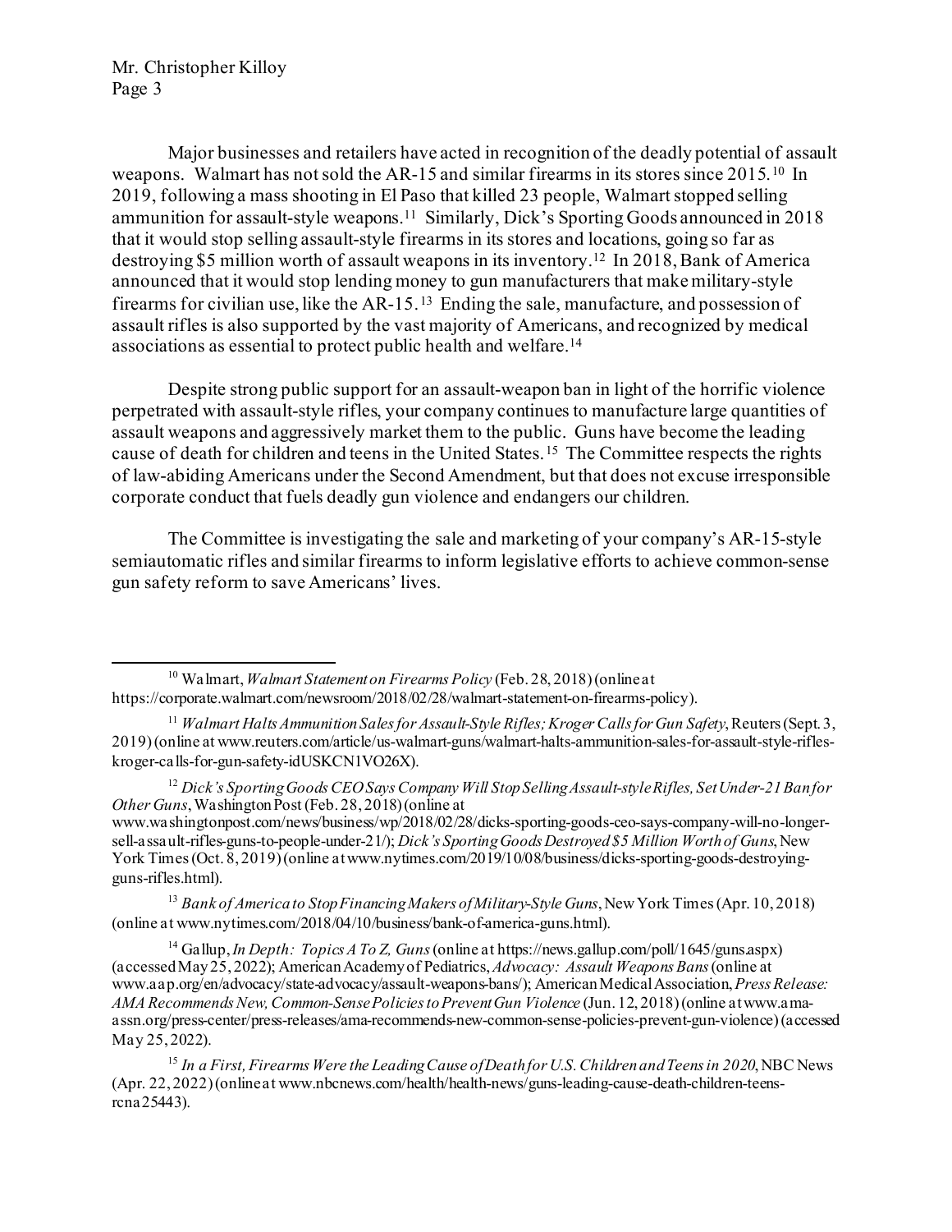Major businesses and retailers have acted in recognition of the deadly potential of assault weapons. Walmart has not sold the AR-15 and similar firearms in its stores since 2015.[10] In 2019, following a mass shooting in El Paso that killed 23 people, Walmart stopped selling ammunition for assault-style weapons.[11] Similarly, Dick's Sporting Goods announced in 2018 that it would stop selling assault-style firearms in its stores and locations, going so far as destroying $5 million worth of assault weapons in its inventory.[12] In 2018, Bank of America announced that it would stop lending money to gun manufacturers that make military-style firearms for civilian use, like the AR-15.[13] Ending the sale, manufacture, and possession of assault rifles is also supported by the vast majority of Americans, and recognized by medical associations as essential to protect public health and welfare.[14]

Despite strong public support for an assault-weapon ban in light of the horrific violence perpetrated with assault-style rifles, your company continues to manufacture large quantities of assault weapons and aggressively market them to the public. Guns have become the leading cause of death for children and teens in the United States.[15] The Committee respects the rights of law-abiding Americans under the Second Amendment, but that does not excuse irresponsible corporate conduct that fuels deadly gun violence and endangers our children.

The Committee is investigating the sale and marketing of your company's AR-15-style semiautomatic rifles and similar firearms to inform legislative efforts to achieve common-sense gun safety reform to save Americans' lives.

---

[10] Walmart, *Walmart Statement on Firearms Policy* (Feb. 28, 2018) (online at https://corporate.walmart.com/newsroom/2018/02/28/walmart-statement-on-firearms-policy).

[11] *Walmart Halts Ammunition Sales for Assault-Style Rifles; Kroger Calls for Gun Safety*, Reuters (Sept. 3, 2019) (online at www.reuters.com/article/us-walmart-guns/walmart-halts-ammunition-sales-for-assault-style-rifles-kroger-calls-for-gun-safety-idUSKCN1VO26X).

[12] *Dick's Sporting Goods CEO Says Company Will Stop Selling Assault-style Rifles, Set Under-21 Ban for Other Guns*, Washington Post (Feb. 28, 2018) (online at www.washingtonpost.com/news/business/wp/2018/02/28/dicks-sporting-goods-ceo-says-company-will-no-longer-sell-assault-rifles-guns-to-people-under-21/); *Dick's Sporting Goods Destroyed $5 Million Worth of Guns*, New York Times (Oct. 8, 2019) (online at www.nytimes.com/2019/10/08/business/dicks-sporting-goods-destroying-guns-rifles.html).

[13] *Bank of America to Stop Financing Makers of Military-Style Guns*, New York Times (Apr. 10, 2018) (online at www.nytimes.com/2018/04/10/business/bank-of-america-guns.html).

[14] Gallup, *In Depth: Topics A To Z, Guns* (online at https://news.gallup.com/poll/1645/guns.aspx) (accessed May 25, 2022); American Academy of Pediatrics, *Advocacy: Assault Weapons Bans* (online at www.aap.org/en/advocacy/state-advocacy/assault-weapons-bans/); American Medical Association, *Press Release: AMA Recommends New, Common-Sense Policies to Prevent Gun Violence* (Jun. 12, 2018) (online at www.ama-assn.org/press-center/press-releases/ama-recommends-new-common-sense-policies-prevent-gun-violence) (accessed May 25, 2022).

[15] *In a First, Firearms Were the Leading Cause of Death for U.S. Children and Teens in 2020*, NBC News (Apr. 22, 2022) (online at www.nbcnews.com/health/health-news/guns-leading-cause-death-children-teens-rcna25443).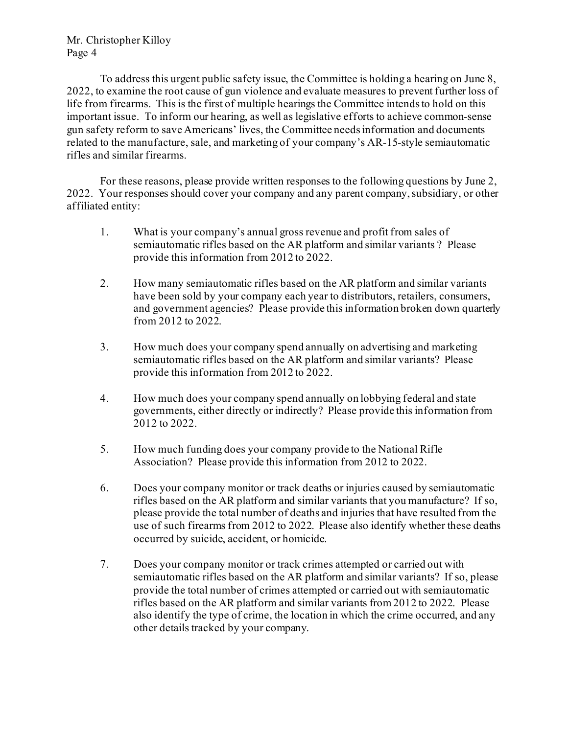To address this urgent public safety issue, the Committee is holding a hearing on June 8, 2022, to examine the root cause of gun violence and evaluate measures to prevent further loss of life from firearms. This is the first of multiple hearings the Committee intends to hold on this important issue. To inform our hearing, as well as legislative efforts to achieve common-sense gun safety reform to save Americans' lives, the Committee needs information and documents related to the manufacture, sale, and marketing of your company's AR-15-style semiautomatic rifles and similar firearms.

For these reasons, please provide written responses to the following questions by June 2, 2022. Your responses should cover your company and any parent company, subsidiary, or other affiliated entity:

1. What is your company's annual gross revenue and profit from sales of semiautomatic rifles based on the AR platform and similar variants ? Please provide this information from 2012 to 2022.

2. How many semiautomatic rifles based on the AR platform and similar variants have been sold by your company each year to distributors, retailers, consumers, and government agencies? Please provide this information broken down quarterly from 2012 to 2022.

3. How much does your company spend annually on advertising and marketing semiautomatic rifles based on the AR platform and similar variants? Please provide this information from 2012 to 2022.

4. How much does your company spend annually on lobbying federal and state governments, either directly or indirectly? Please provide this information from 2012 to 2022.

5. How much funding does your company provide to the National Rifle Association? Please provide this information from 2012 to 2022.

6. Does your company monitor or track deaths or injuries caused by semiautomatic rifles based on the AR platform and similar variants that you manufacture? If so, please provide the total number of deaths and injuries that have resulted from the use of such firearms from 2012 to 2022. Please also identify whether these deaths occurred by suicide, accident, or homicide.

7. Does your company monitor or track crimes attempted or carried out with semiautomatic rifles based on the AR platform and similar variants? If so, please provide the total number of crimes attempted or carried out with semiautomatic rifles based on the AR platform and similar variants from 2012 to 2022. Please also identify the type of crime, the location in which the crime occurred, and any other details tracked by your company.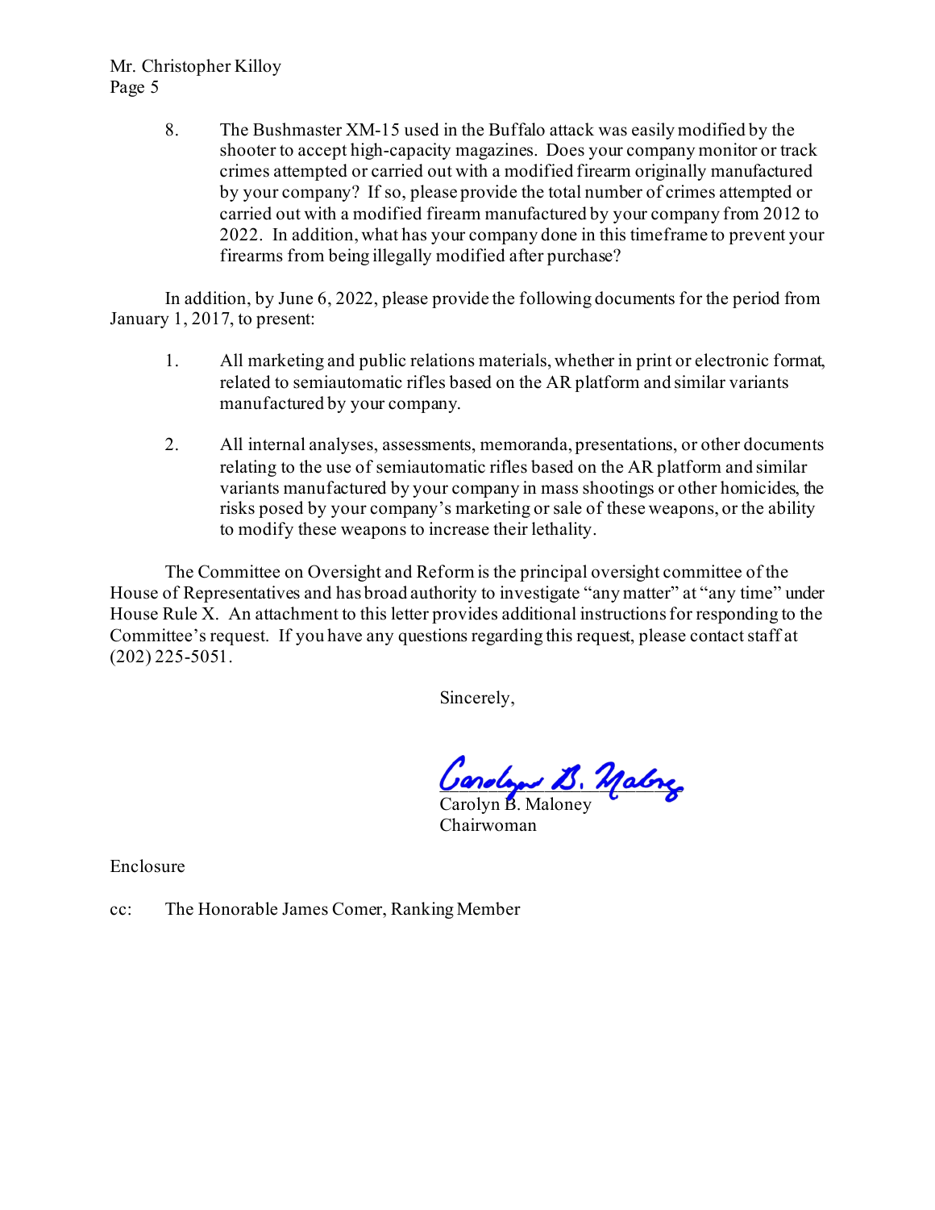8. The Bushmaster XM-15 used in the Buffalo attack was easily modified by the shooter to accept high-capacity magazines. Does your company monitor or track crimes attempted or carried out with a modified firearm originally manufactured by your company? If so, please provide the total number of crimes attempted or carried out with a modified firearm manufactured by your company from 2012 to 2022. In addition, what has your company done in this timeframe to prevent your firearms from being illegally modified after purchase?

In addition, by June 6, 2022, please provide the following documents for the period from January 1, 2017, to present:

1. All marketing and public relations materials, whether in print or electronic format, related to semiautomatic rifles based on the AR platform and similar variants manufactured by your company.

2. All internal analyses, assessments, memoranda, presentations, or other documents relating to the use of semiautomatic rifles based on the AR platform and similar variants manufactured by your company in mass shootings or other homicides, the risks posed by your company's marketing or sale of these weapons, or the ability to modify these weapons to increase their lethality.

The Committee on Oversight and Reform is the principal oversight committee of the House of Representatives and has broad authority to investigate "any matter" at "any time" under House Rule X. An attachment to this letter provides additional instructions for responding to the Committee's request. If you have any questions regarding this request, please contact staff at (202) 225-5051.

Sincerely,

Carolyn B. Maloney
Chairwoman

Enclosure

cc: The Honorable James Comer, Ranking Member